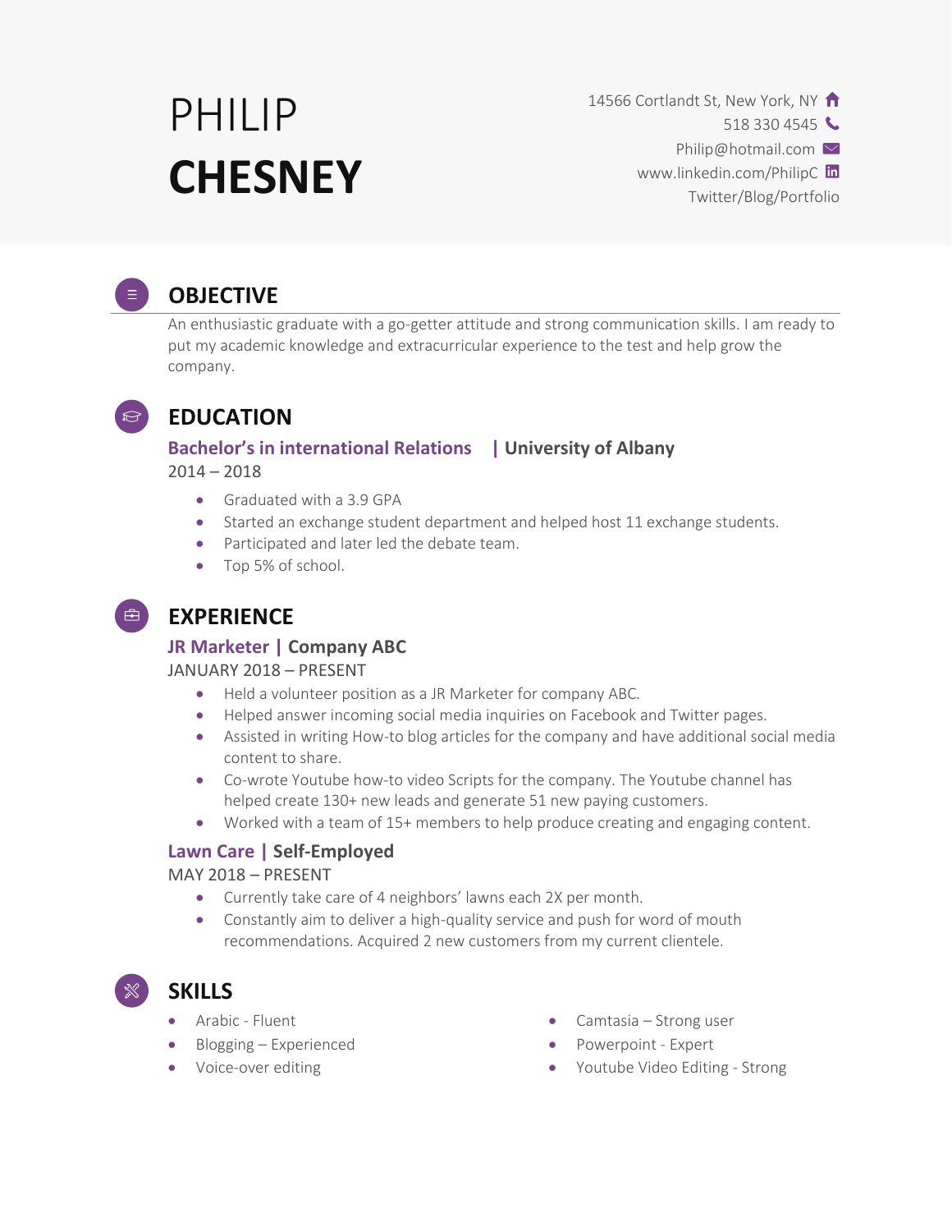# PHILIP **CHESNEY**

14566 Cortlandt St, New York, NY
518 330 4545
Philip@hotmail.com
www.linkedin.com/PhilipC
Twitter/Blog/Portfolio

## OBJECTIVE

An enthusiastic graduate with a go-getter attitude and strong communication skills. I am ready to put my academic knowledge and extracurricular experience to the test and help grow the company.

## EDUCATION

### Bachelor's in international Relations | University of Albany

2014 – 2018

- Graduated with a 3.9 GPA
- Started an exchange student department and helped host 11 exchange students.
- Participated and later led the debate team.
- Top 5% of school.

## EXPERIENCE

### JR Marketer | Company ABC

JANUARY 2018 – PRESENT

- Held a volunteer position as a JR Marketer for company ABC.
- Helped answer incoming social media inquiries on Facebook and Twitter pages.
- Assisted in writing How-to blog articles for the company and have additional social media content to share.
- Co-wrote Youtube how-to video Scripts for the company. The Youtube channel has helped create 130+ new leads and generate 51 new paying customers.
- Worked with a team of 15+ members to help produce creating and engaging content.

### Lawn Care | Self-Employed

MAY 2018 – PRESENT

- Currently take care of 4 neighbors' lawns each 2X per month.
- Constantly aim to deliver a high-quality service and push for word of mouth recommendations. Acquired 2 new customers from my current clientele.

## SKILLS

- Arabic - Fluent
- Blogging – Experienced
- Voice-over editing
- Camtasia – Strong user
- Powerpoint - Expert
- Youtube Video Editing - Strong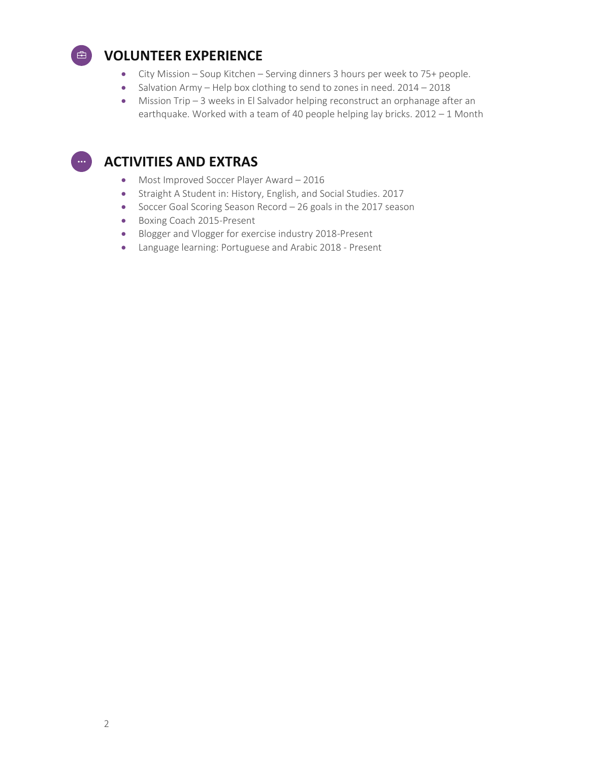## VOLUNTEER EXPERIENCE

- City Mission – Soup Kitchen – Serving dinners 3 hours per week to 75+ people.
- Salvation Army – Help box clothing to send to zones in need. 2014 – 2018
- Mission Trip – 3 weeks in El Salvador helping reconstruct an orphanage after an earthquake. Worked with a team of 40 people helping lay bricks. 2012 – 1 Month

## ACTIVITIES AND EXTRAS

- Most Improved Soccer Player Award – 2016
- Straight A Student in: History, English, and Social Studies. 2017
- Soccer Goal Scoring Season Record – 26 goals in the 2017 season
- Boxing Coach 2015-Present
- Blogger and Vlogger for exercise industry 2018-Present
- Language learning: Portuguese and Arabic 2018 - Present